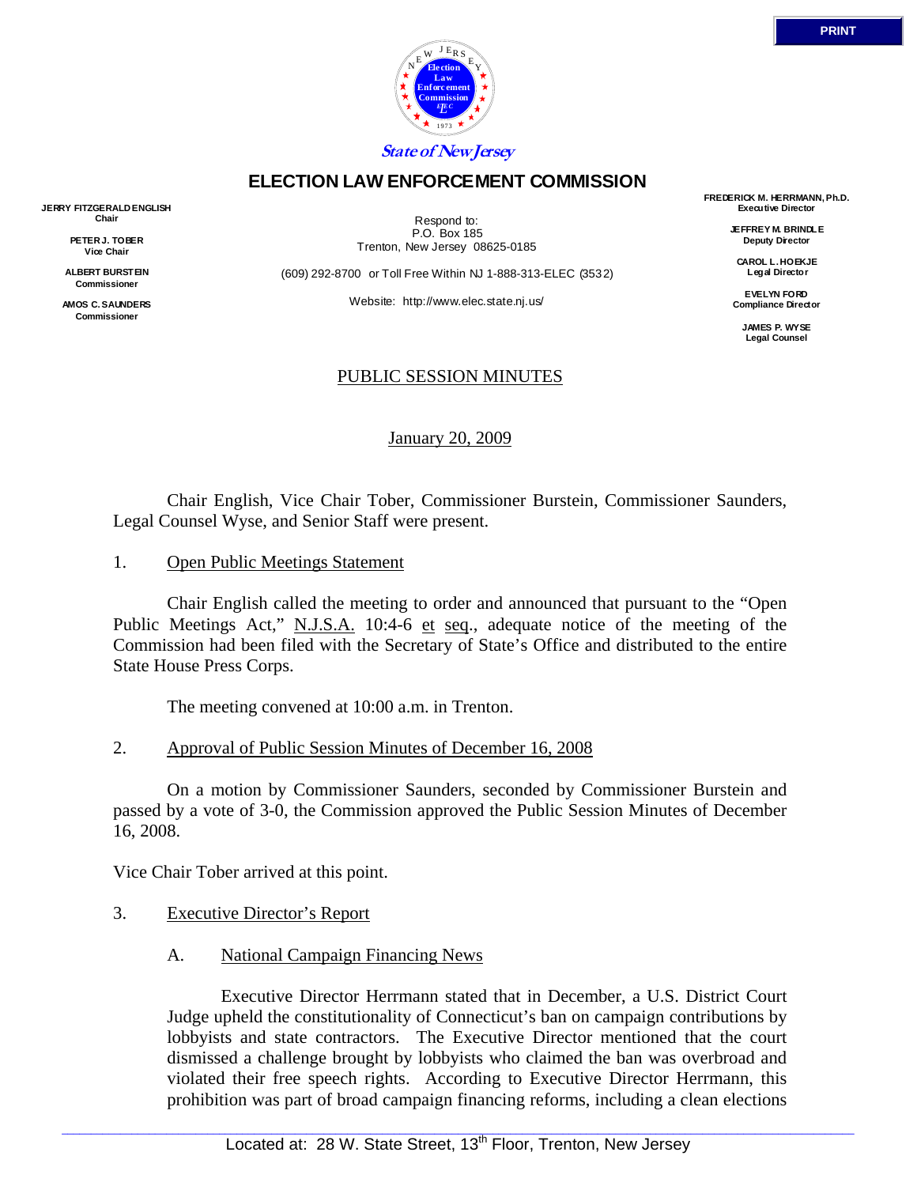State of New Jersey

# ELECTION LAW ENFORCEMENT COMMISSION

**JERRY FITZGERALD ENGLISH**
**Chair**

**PETER J. TOBER**
**Vice Chair**

**ALBERT BURSTEIN**
**Commissioner**

**AMOS C. SAUNDERS**
**Commissioner**

Respond to:
P.O. Box 185
Trenton, New Jersey 08625-0185

(609) 292-8700 or Toll Free Within NJ 1-888-313-ELEC (3532)

Website: http://www.elec.state.nj.us/

**FREDERICK M. HERRMANN, Ph.D.**
**Executive Director**

**JEFFREY M. BRINDLE**
**Deputy Director**

**CAROL L. HOEKJE**
**Legal Director**

**EVELYN FORD**
**Compliance Director**

**JAMES P. WYSE**
**Legal Counsel**

## PUBLIC SESSION MINUTES

January 20, 2009

Chair English, Vice Chair Tober, Commissioner Burstein, Commissioner Saunders, Legal Counsel Wyse, and Senior Staff were present.

1. Open Public Meetings Statement

Chair English called the meeting to order and announced that pursuant to the "Open Public Meetings Act," N.J.S.A. 10:4-6 et seq., adequate notice of the meeting of the Commission had been filed with the Secretary of State's Office and distributed to the entire State House Press Corps.

The meeting convened at 10:00 a.m. in Trenton.

2. Approval of Public Session Minutes of December 16, 2008

On a motion by Commissioner Saunders, seconded by Commissioner Burstein and passed by a vote of 3-0, the Commission approved the Public Session Minutes of December 16, 2008.

Vice Chair Tober arrived at this point.

3. Executive Director's Report

A. National Campaign Financing News

Executive Director Herrmann stated that in December, a U.S. District Court Judge upheld the constitutionality of Connecticut's ban on campaign contributions by lobbyists and state contractors. The Executive Director mentioned that the court dismissed a challenge brought by lobbyists who claimed the ban was overbroad and violated their free speech rights. According to Executive Director Herrmann, this prohibition was part of broad campaign financing reforms, including a clean elections

Located at: 28 W. State Street, 13th Floor, Trenton, New Jersey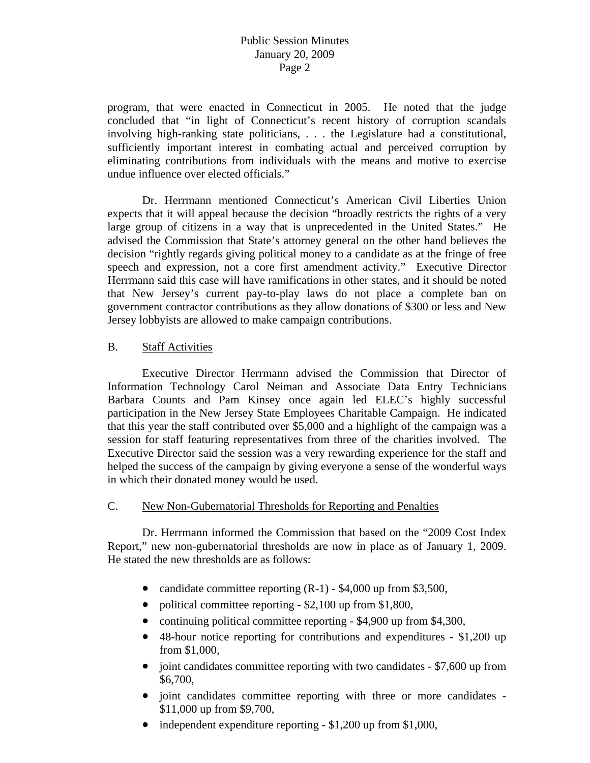program, that were enacted in Connecticut in 2005. He noted that the judge concluded that "in light of Connecticut's recent history of corruption scandals involving high-ranking state politicians, . . . the Legislature had a constitutional, sufficiently important interest in combating actual and perceived corruption by eliminating contributions from individuals with the means and motive to exercise undue influence over elected officials."

Dr. Herrmann mentioned Connecticut's American Civil Liberties Union expects that it will appeal because the decision "broadly restricts the rights of a very large group of citizens in a way that is unprecedented in the United States." He advised the Commission that State's attorney general on the other hand believes the decision "rightly regards giving political money to a candidate as at the fringe of free speech and expression, not a core first amendment activity." Executive Director Herrmann said this case will have ramifications in other states, and it should be noted that New Jersey's current pay-to-play laws do not place a complete ban on government contractor contributions as they allow donations of $300 or less and New Jersey lobbyists are allowed to make campaign contributions.

B. Staff Activities

Executive Director Herrmann advised the Commission that Director of Information Technology Carol Neiman and Associate Data Entry Technicians Barbara Counts and Pam Kinsey once again led ELEC's highly successful participation in the New Jersey State Employees Charitable Campaign. He indicated that this year the staff contributed over $5,000 and a highlight of the campaign was a session for staff featuring representatives from three of the charities involved. The Executive Director said the session was a very rewarding experience for the staff and helped the success of the campaign by giving everyone a sense of the wonderful ways in which their donated money would be used.

C. New Non-Gubernatorial Thresholds for Reporting and Penalties

Dr. Herrmann informed the Commission that based on the "2009 Cost Index Report," new non-gubernatorial thresholds are now in place as of January 1, 2009. He stated the new thresholds are as follows:

- candidate committee reporting (R-1) - $4,000 up from $3,500,
- political committee reporting - $2,100 up from $1,800,
- continuing political committee reporting - $4,900 up from $4,300,
- 48-hour notice reporting for contributions and expenditures - $1,200 up from $1,000,
- joint candidates committee reporting with two candidates - $7,600 up from $6,700,
- joint candidates committee reporting with three or more candidates - $11,000 up from $9,700,
- independent expenditure reporting - $1,200 up from $1,000,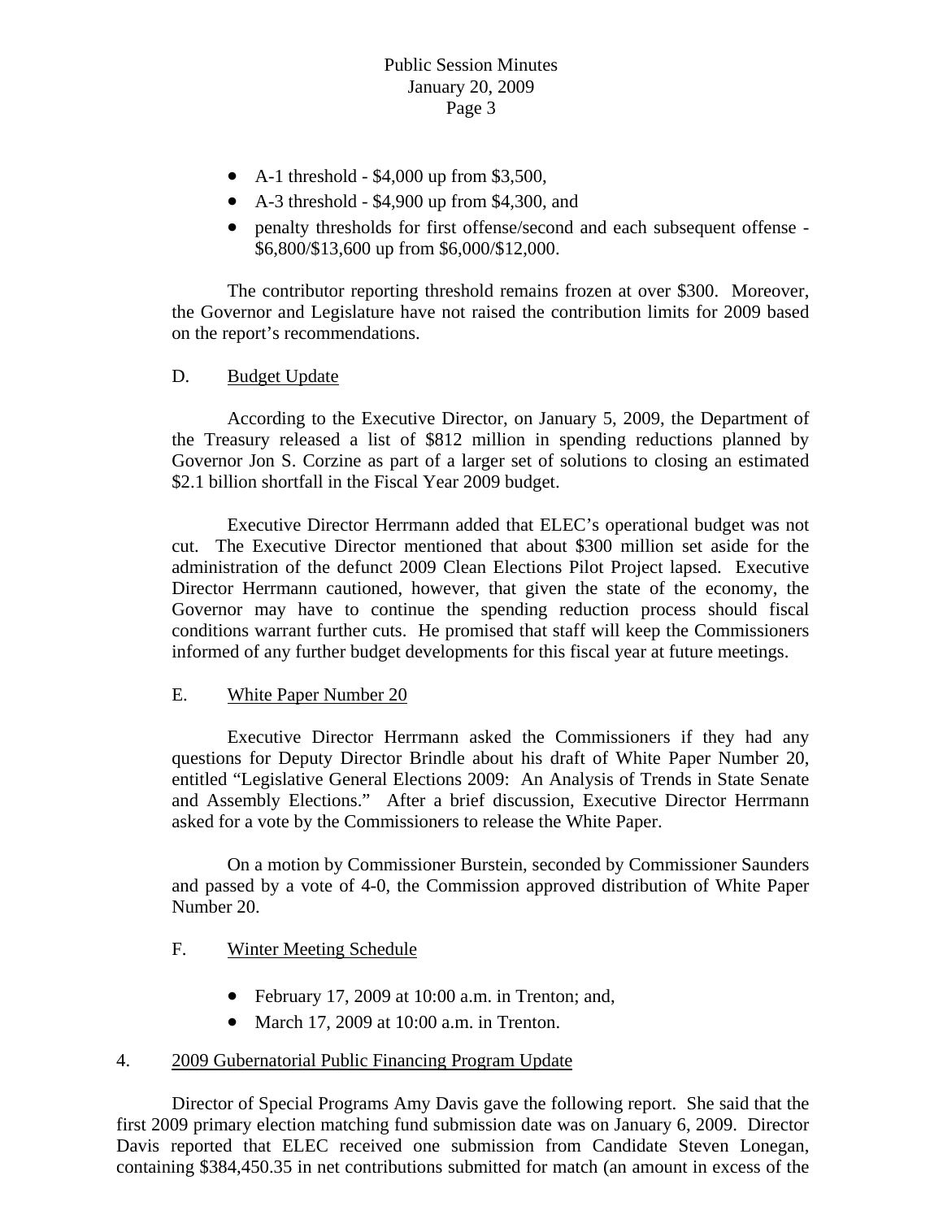- A-1 threshold - $4,000 up from $3,500,
- A-3 threshold - $4,900 up from $4,300, and
- penalty thresholds for first offense/second and each subsequent offense - $6,800/$13,600 up from $6,000/$12,000.

The contributor reporting threshold remains frozen at over $300. Moreover, the Governor and Legislature have not raised the contribution limits for 2009 based on the report's recommendations.

D. Budget Update

According to the Executive Director, on January 5, 2009, the Department of the Treasury released a list of $812 million in spending reductions planned by Governor Jon S. Corzine as part of a larger set of solutions to closing an estimated $2.1 billion shortfall in the Fiscal Year 2009 budget.

Executive Director Herrmann added that ELEC's operational budget was not cut. The Executive Director mentioned that about $300 million set aside for the administration of the defunct 2009 Clean Elections Pilot Project lapsed. Executive Director Herrmann cautioned, however, that given the state of the economy, the Governor may have to continue the spending reduction process should fiscal conditions warrant further cuts. He promised that staff will keep the Commissioners informed of any further budget developments for this fiscal year at future meetings.

E. White Paper Number 20

Executive Director Herrmann asked the Commissioners if they had any questions for Deputy Director Brindle about his draft of White Paper Number 20, entitled "Legislative General Elections 2009: An Analysis of Trends in State Senate and Assembly Elections." After a brief discussion, Executive Director Herrmann asked for a vote by the Commissioners to release the White Paper.

On a motion by Commissioner Burstein, seconded by Commissioner Saunders and passed by a vote of 4-0, the Commission approved distribution of White Paper Number 20.

F. Winter Meeting Schedule

- February 17, 2009 at 10:00 a.m. in Trenton; and,
- March 17, 2009 at 10:00 a.m. in Trenton.

4. 2009 Gubernatorial Public Financing Program Update

Director of Special Programs Amy Davis gave the following report. She said that the first 2009 primary election matching fund submission date was on January 6, 2009. Director Davis reported that ELEC received one submission from Candidate Steven Lonegan, containing $384,450.35 in net contributions submitted for match (an amount in excess of the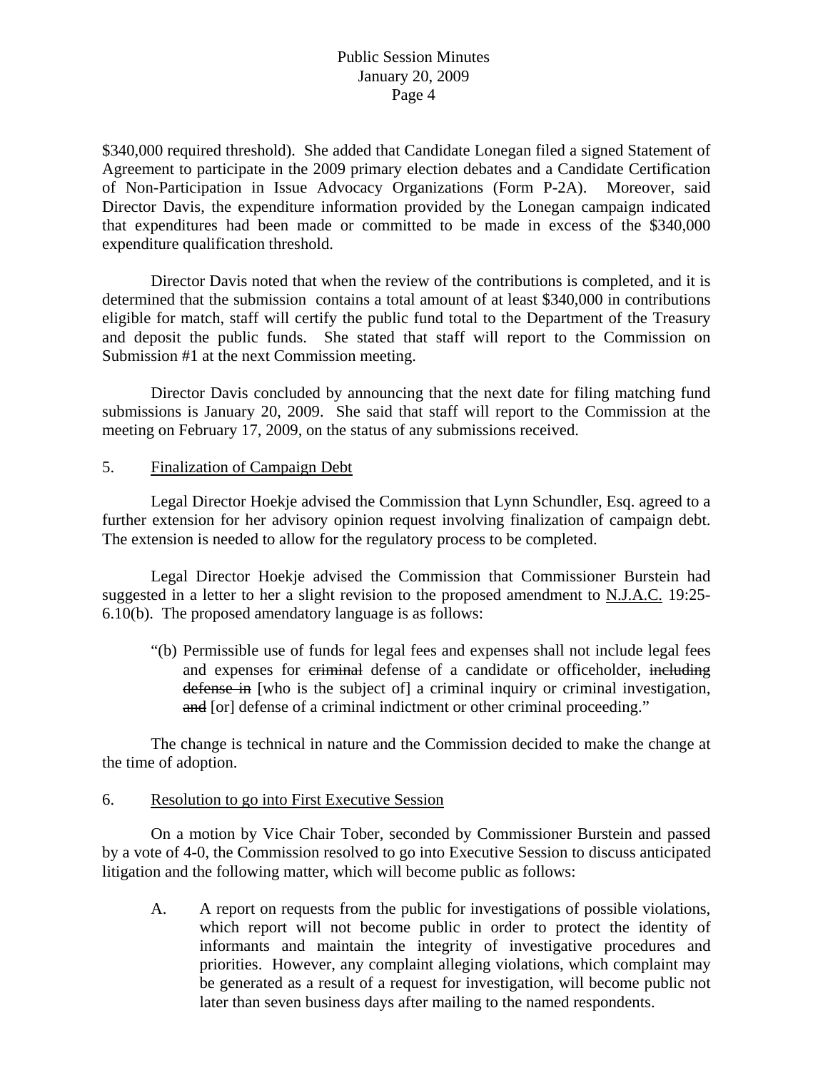$340,000 required threshold). She added that Candidate Lonegan filed a signed Statement of Agreement to participate in the 2009 primary election debates and a Candidate Certification of Non-Participation in Issue Advocacy Organizations (Form P-2A). Moreover, said Director Davis, the expenditure information provided by the Lonegan campaign indicated that expenditures had been made or committed to be made in excess of the $340,000 expenditure qualification threshold.

Director Davis noted that when the review of the contributions is completed, and it is determined that the submission contains a total amount of at least $340,000 in contributions eligible for match, staff will certify the public fund total to the Department of the Treasury and deposit the public funds. She stated that staff will report to the Commission on Submission #1 at the next Commission meeting.

Director Davis concluded by announcing that the next date for filing matching fund submissions is January 20, 2009. She said that staff will report to the Commission at the meeting on February 17, 2009, on the status of any submissions received.

5. <u>Finalization of Campaign Debt</u>

Legal Director Hoekje advised the Commission that Lynn Schundler, Esq. agreed to a further extension for her advisory opinion request involving finalization of campaign debt. The extension is needed to allow for the regulatory process to be completed.

Legal Director Hoekje advised the Commission that Commissioner Burstein had suggested in a letter to her a slight revision to the proposed amendment to <u>N.J.A.C.</u> 19:25-6.10(b). The proposed amendatory language is as follows:

> "(b) Permissible use of funds for legal fees and expenses shall not include legal fees and expenses for ~~criminal~~ defense of a candidate or officeholder, ~~including defense in~~ [who is the subject of] a criminal inquiry or criminal investigation, ~~and~~ [or] defense of a criminal indictment or other criminal proceeding."

The change is technical in nature and the Commission decided to make the change at the time of adoption.

6. <u>Resolution to go into First Executive Session</u>

On a motion by Vice Chair Tober, seconded by Commissioner Burstein and passed by a vote of 4-0, the Commission resolved to go into Executive Session to discuss anticipated litigation and the following matter, which will become public as follows:

A. A report on requests from the public for investigations of possible violations, which report will not become public in order to protect the identity of informants and maintain the integrity of investigative procedures and priorities. However, any complaint alleging violations, which complaint may be generated as a result of a request for investigation, will become public not later than seven business days after mailing to the named respondents.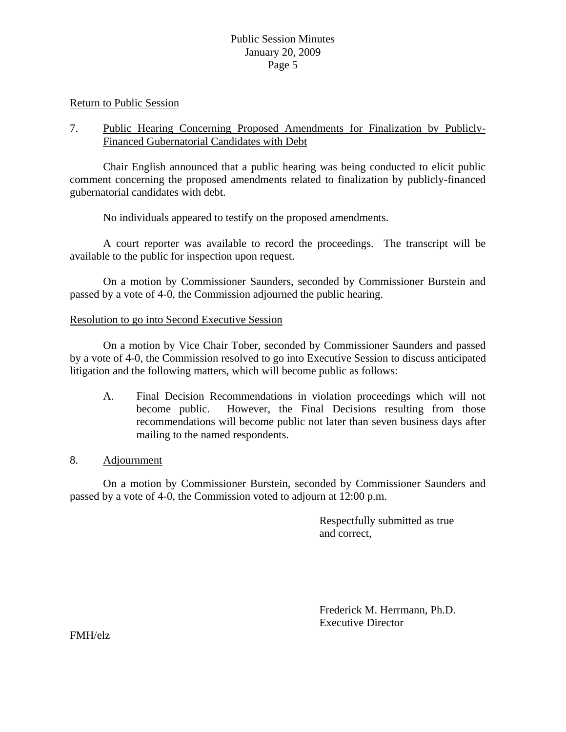Return to Public Session

7. Public Hearing Concerning Proposed Amendments for Finalization by Publicly-Financed Gubernatorial Candidates with Debt

Chair English announced that a public hearing was being conducted to elicit public comment concerning the proposed amendments related to finalization by publicly-financed gubernatorial candidates with debt.

No individuals appeared to testify on the proposed amendments.

A court reporter was available to record the proceedings. The transcript will be available to the public for inspection upon request.

On a motion by Commissioner Saunders, seconded by Commissioner Burstein and passed by a vote of 4-0, the Commission adjourned the public hearing.

Resolution to go into Second Executive Session

On a motion by Vice Chair Tober, seconded by Commissioner Saunders and passed by a vote of 4-0, the Commission resolved to go into Executive Session to discuss anticipated litigation and the following matters, which will become public as follows:

A. Final Decision Recommendations in violation proceedings which will not become public. However, the Final Decisions resulting from those recommendations will become public not later than seven business days after mailing to the named respondents.

8. Adjournment

On a motion by Commissioner Burstein, seconded by Commissioner Saunders and passed by a vote of 4-0, the Commission voted to adjourn at 12:00 p.m.

Respectfully submitted as true and correct,

Frederick M. Herrmann, Ph.D.
Executive Director

FMH/elz